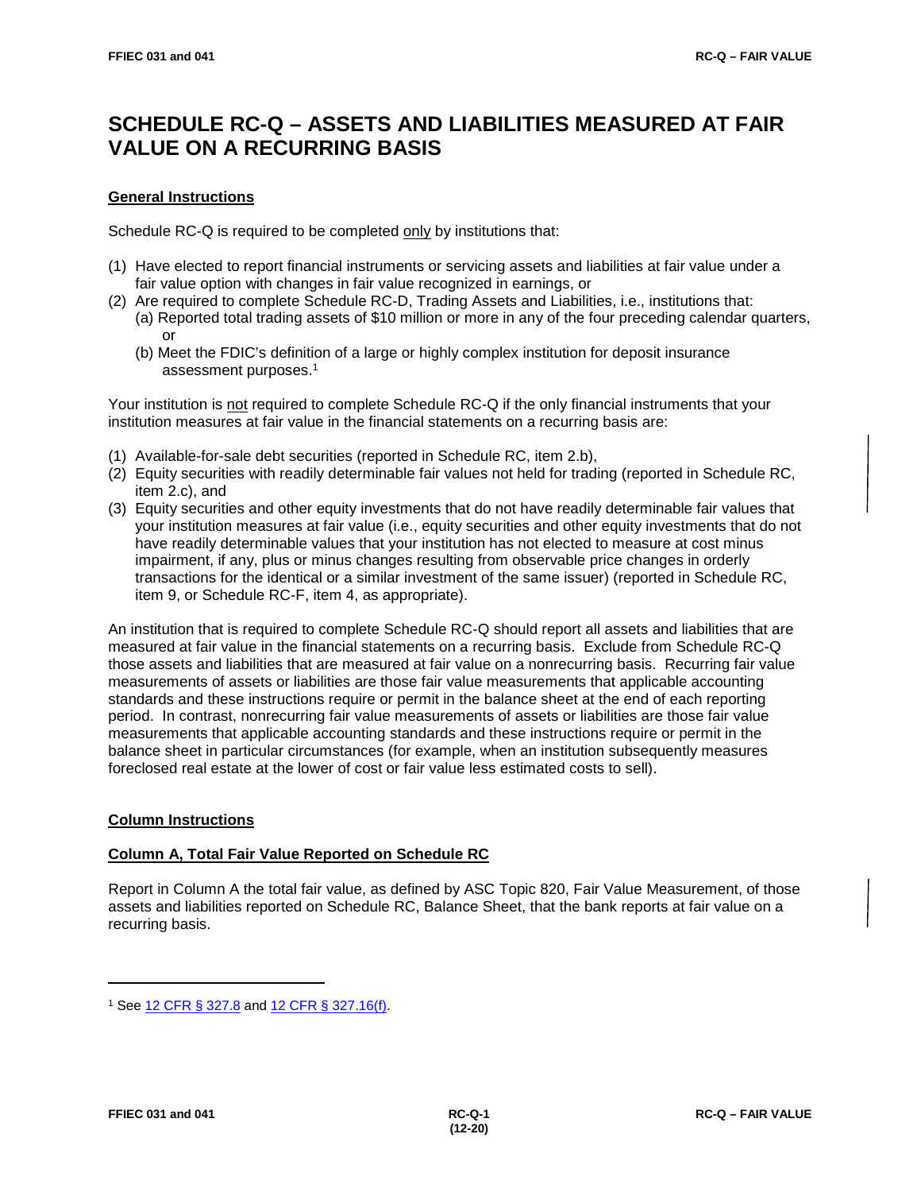# SCHEDULE RC-Q – ASSETS AND LIABILITIES MEASURED AT FAIR VALUE ON A RECURRING BASIS

## General Instructions

Schedule RC-Q is required to be completed only by institutions that:

(1) Have elected to report financial instruments or servicing assets and liabilities at fair value under a fair value option with changes in fair value recognized in earnings, or
(2) Are required to complete Schedule RC-D, Trading Assets and Liabilities, i.e., institutions that:
   (a) Reported total trading assets of $10 million or more in any of the four preceding calendar quarters, or
   (b) Meet the FDIC's definition of a large or highly complex institution for deposit insurance assessment purposes.[1]

Your institution is not required to complete Schedule RC-Q if the only financial instruments that your institution measures at fair value in the financial statements on a recurring basis are:

(1) Available-for-sale debt securities (reported in Schedule RC, item 2.b),
(2) Equity securities with readily determinable fair values not held for trading (reported in Schedule RC, item 2.c), and
(3) Equity securities and other equity investments that do not have readily determinable fair values that your institution measures at fair value (i.e., equity securities and other equity investments that do not have readily determinable values that your institution has not elected to measure at cost minus impairment, if any, plus or minus changes resulting from observable price changes in orderly transactions for the identical or a similar investment of the same issuer) (reported in Schedule RC, item 9, or Schedule RC-F, item 4, as appropriate).

An institution that is required to complete Schedule RC-Q should report all assets and liabilities that are measured at fair value in the financial statements on a recurring basis. Exclude from Schedule RC-Q those assets and liabilities that are measured at fair value on a nonrecurring basis. Recurring fair value measurements of assets or liabilities are those fair value measurements that applicable accounting standards and these instructions require or permit in the balance sheet at the end of each reporting period. In contrast, nonrecurring fair value measurements of assets or liabilities are those fair value measurements that applicable accounting standards and these instructions require or permit in the balance sheet in particular circumstances (for example, when an institution subsequently measures foreclosed real estate at the lower of cost or fair value less estimated costs to sell).

## Column Instructions

### Column A, Total Fair Value Reported on Schedule RC

Report in Column A the total fair value, as defined by ASC Topic 820, Fair Value Measurement, of those assets and liabilities reported on Schedule RC, Balance Sheet, that the bank reports at fair value on a recurring basis.

---

[1] See 12 CFR § 327.8 and 12 CFR § 327.16(f).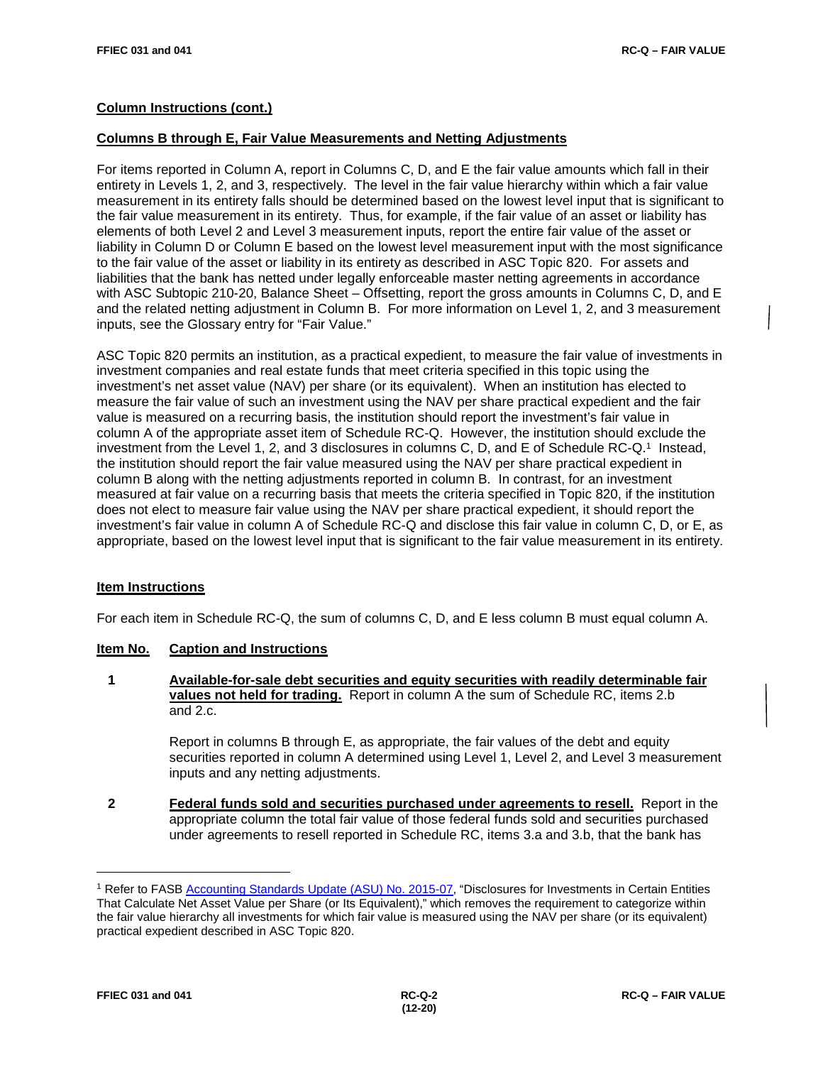**Column Instructions (cont.)**

**Columns B through E, Fair Value Measurements and Netting Adjustments**

For items reported in Column A, report in Columns C, D, and E the fair value amounts which fall in their entirety in Levels 1, 2, and 3, respectively. The level in the fair value hierarchy within which a fair value measurement in its entirety falls should be determined based on the lowest level input that is significant to the fair value measurement in its entirety. Thus, for example, if the fair value of an asset or liability has elements of both Level 2 and Level 3 measurement inputs, report the entire fair value of the asset or liability in Column D or Column E based on the lowest level measurement input with the most significance to the fair value of the asset or liability in its entirety as described in ASC Topic 820. For assets and liabilities that the bank has netted under legally enforceable master netting agreements in accordance with ASC Subtopic 210-20, Balance Sheet – Offsetting, report the gross amounts in Columns C, D, and E and the related netting adjustment in Column B. For more information on Level 1, 2, and 3 measurement inputs, see the Glossary entry for "Fair Value."

ASC Topic 820 permits an institution, as a practical expedient, to measure the fair value of investments in investment companies and real estate funds that meet criteria specified in this topic using the investment's net asset value (NAV) per share (or its equivalent). When an institution has elected to measure the fair value of such an investment using the NAV per share practical expedient and the fair value is measured on a recurring basis, the institution should report the investment's fair value in column A of the appropriate asset item of Schedule RC-Q. However, the institution should exclude the investment from the Level 1, 2, and 3 disclosures in columns C, D, and E of Schedule RC-Q.[1] Instead, the institution should report the fair value measured using the NAV per share practical expedient in column B along with the netting adjustments reported in column B. In contrast, for an investment measured at fair value on a recurring basis that meets the criteria specified in Topic 820, if the institution does not elect to measure fair value using the NAV per share practical expedient, it should report the investment's fair value in column A of Schedule RC-Q and disclose this fair value in column C, D, or E, as appropriate, based on the lowest level input that is significant to the fair value measurement in its entirety.

**Item Instructions**

For each item in Schedule RC-Q, the sum of columns C, D, and E less column B must equal column A.

**Item No.** **Caption and Instructions**

**1** **Available-for-sale debt securities and equity securities with readily determinable fair values not held for trading.** Report in column A the sum of Schedule RC, items 2.b and 2.c.

Report in columns B through E, as appropriate, the fair values of the debt and equity securities reported in column A determined using Level 1, Level 2, and Level 3 measurement inputs and any netting adjustments.

**2** **Federal funds sold and securities purchased under agreements to resell.** Report in the appropriate column the total fair value of those federal funds sold and securities purchased under agreements to resell reported in Schedule RC, items 3.a and 3.b, that the bank has

[1] Refer to FASB Accounting Standards Update (ASU) No. 2015-07, "Disclosures for Investments in Certain Entities That Calculate Net Asset Value per Share (or Its Equivalent)," which removes the requirement to categorize within the fair value hierarchy all investments for which fair value is measured using the NAV per share (or its equivalent) practical expedient described in ASC Topic 820.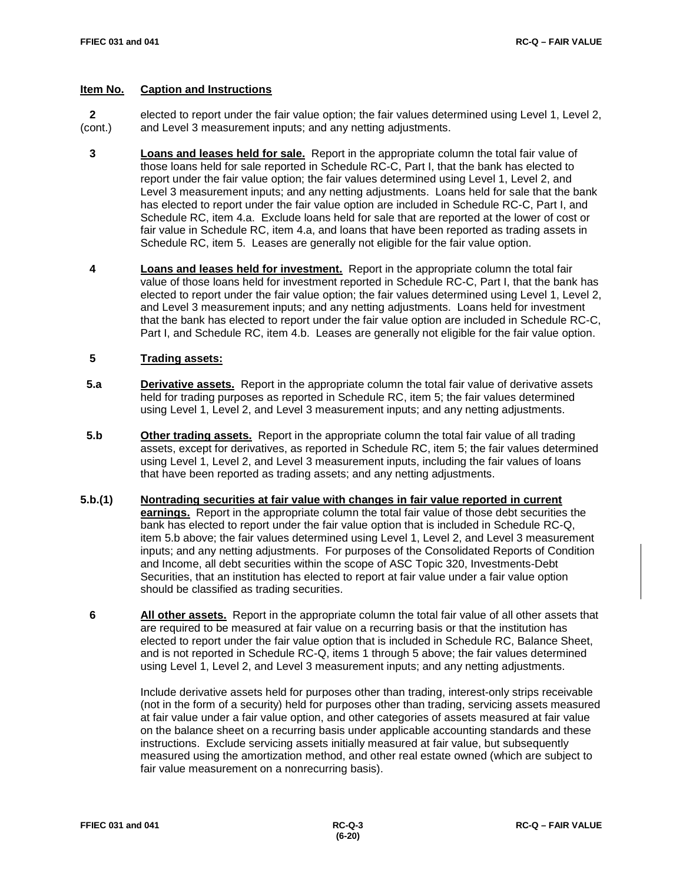**Item No.** **Caption and Instructions**

**2 (cont.)** elected to report under the fair value option; the fair values determined using Level 1, Level 2, and Level 3 measurement inputs; and any netting adjustments.

**3** **Loans and leases held for sale.** Report in the appropriate column the total fair value of those loans held for sale reported in Schedule RC-C, Part I, that the bank has elected to report under the fair value option; the fair values determined using Level 1, Level 2, and Level 3 measurement inputs; and any netting adjustments. Loans held for sale that the bank has elected to report under the fair value option are included in Schedule RC-C, Part I, and Schedule RC, item 4.a. Exclude loans held for sale that are reported at the lower of cost or fair value in Schedule RC, item 4.a, and loans that have been reported as trading assets in Schedule RC, item 5. Leases are generally not eligible for the fair value option.

**4** **Loans and leases held for investment.** Report in the appropriate column the total fair value of those loans held for investment reported in Schedule RC-C, Part I, that the bank has elected to report under the fair value option; the fair values determined using Level 1, Level 2, and Level 3 measurement inputs; and any netting adjustments. Loans held for investment that the bank has elected to report under the fair value option are included in Schedule RC-C, Part I, and Schedule RC, item 4.b. Leases are generally not eligible for the fair value option.

**5** **Trading assets:**

**5.a** **Derivative assets.** Report in the appropriate column the total fair value of derivative assets held for trading purposes as reported in Schedule RC, item 5; the fair values determined using Level 1, Level 2, and Level 3 measurement inputs; and any netting adjustments.

**5.b** **Other trading assets.** Report in the appropriate column the total fair value of all trading assets, except for derivatives, as reported in Schedule RC, item 5; the fair values determined using Level 1, Level 2, and Level 3 measurement inputs, including the fair values of loans that have been reported as trading assets; and any netting adjustments.

**5.b.(1)** **Nontrading securities at fair value with changes in fair value reported in current earnings.** Report in the appropriate column the total fair value of those debt securities the bank has elected to report under the fair value option that is included in Schedule RC-Q, item 5.b above; the fair values determined using Level 1, Level 2, and Level 3 measurement inputs; and any netting adjustments. For purposes of the Consolidated Reports of Condition and Income, all debt securities within the scope of ASC Topic 320, Investments-Debt Securities, that an institution has elected to report at fair value under a fair value option should be classified as trading securities.

**6** **All other assets.** Report in the appropriate column the total fair value of all other assets that are required to be measured at fair value on a recurring basis or that the institution has elected to report under the fair value option that is included in Schedule RC, Balance Sheet, and is not reported in Schedule RC-Q, items 1 through 5 above; the fair values determined using Level 1, Level 2, and Level 3 measurement inputs; and any netting adjustments.

Include derivative assets held for purposes other than trading, interest-only strips receivable (not in the form of a security) held for purposes other than trading, servicing assets measured at fair value under a fair value option, and other categories of assets measured at fair value on the balance sheet on a recurring basis under applicable accounting standards and these instructions. Exclude servicing assets initially measured at fair value, but subsequently measured using the amortization method, and other real estate owned (which are subject to fair value measurement on a nonrecurring basis).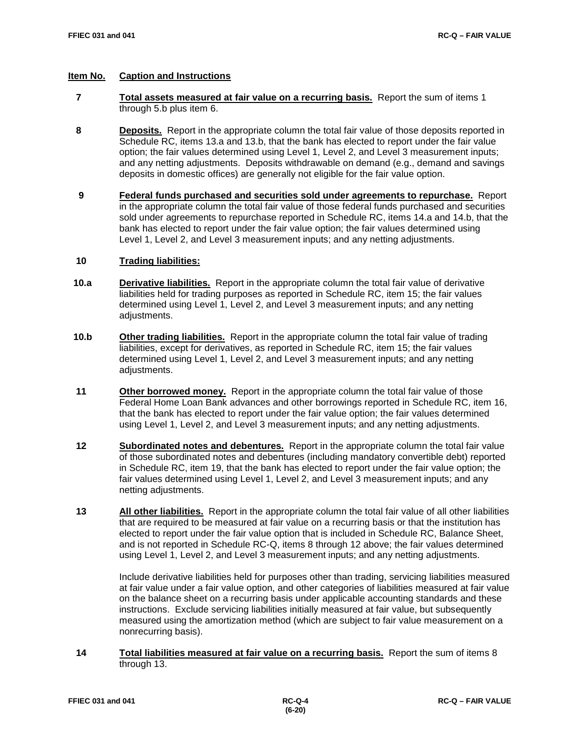**Item No.** **Caption and Instructions**

**7** **Total assets measured at fair value on a recurring basis.** Report the sum of items 1 through 5.b plus item 6.

**8** **Deposits.** Report in the appropriate column the total fair value of those deposits reported in Schedule RC, items 13.a and 13.b, that the bank has elected to report under the fair value option; the fair values determined using Level 1, Level 2, and Level 3 measurement inputs; and any netting adjustments. Deposits withdrawable on demand (e.g., demand and savings deposits in domestic offices) are generally not eligible for the fair value option.

**9** **Federal funds purchased and securities sold under agreements to repurchase.** Report in the appropriate column the total fair value of those federal funds purchased and securities sold under agreements to repurchase reported in Schedule RC, items 14.a and 14.b, that the bank has elected to report under the fair value option; the fair values determined using Level 1, Level 2, and Level 3 measurement inputs; and any netting adjustments.

**10** **Trading liabilities:**

**10.a** **Derivative liabilities.** Report in the appropriate column the total fair value of derivative liabilities held for trading purposes as reported in Schedule RC, item 15; the fair values determined using Level 1, Level 2, and Level 3 measurement inputs; and any netting adjustments.

**10.b** **Other trading liabilities.** Report in the appropriate column the total fair value of trading liabilities, except for derivatives, as reported in Schedule RC, item 15; the fair values determined using Level 1, Level 2, and Level 3 measurement inputs; and any netting adjustments.

**11** **Other borrowed money.** Report in the appropriate column the total fair value of those Federal Home Loan Bank advances and other borrowings reported in Schedule RC, item 16, that the bank has elected to report under the fair value option; the fair values determined using Level 1, Level 2, and Level 3 measurement inputs; and any netting adjustments.

**12** **Subordinated notes and debentures.** Report in the appropriate column the total fair value of those subordinated notes and debentures (including mandatory convertible debt) reported in Schedule RC, item 19, that the bank has elected to report under the fair value option; the fair values determined using Level 1, Level 2, and Level 3 measurement inputs; and any netting adjustments.

**13** **All other liabilities.** Report in the appropriate column the total fair value of all other liabilities that are required to be measured at fair value on a recurring basis or that the institution has elected to report under the fair value option that is included in Schedule RC, Balance Sheet, and is not reported in Schedule RC-Q, items 8 through 12 above; the fair values determined using Level 1, Level 2, and Level 3 measurement inputs; and any netting adjustments.

Include derivative liabilities held for purposes other than trading, servicing liabilities measured at fair value under a fair value option, and other categories of liabilities measured at fair value on the balance sheet on a recurring basis under applicable accounting standards and these instructions. Exclude servicing liabilities initially measured at fair value, but subsequently measured using the amortization method (which are subject to fair value measurement on a nonrecurring basis).

**14** **Total liabilities measured at fair value on a recurring basis.** Report the sum of items 8 through 13.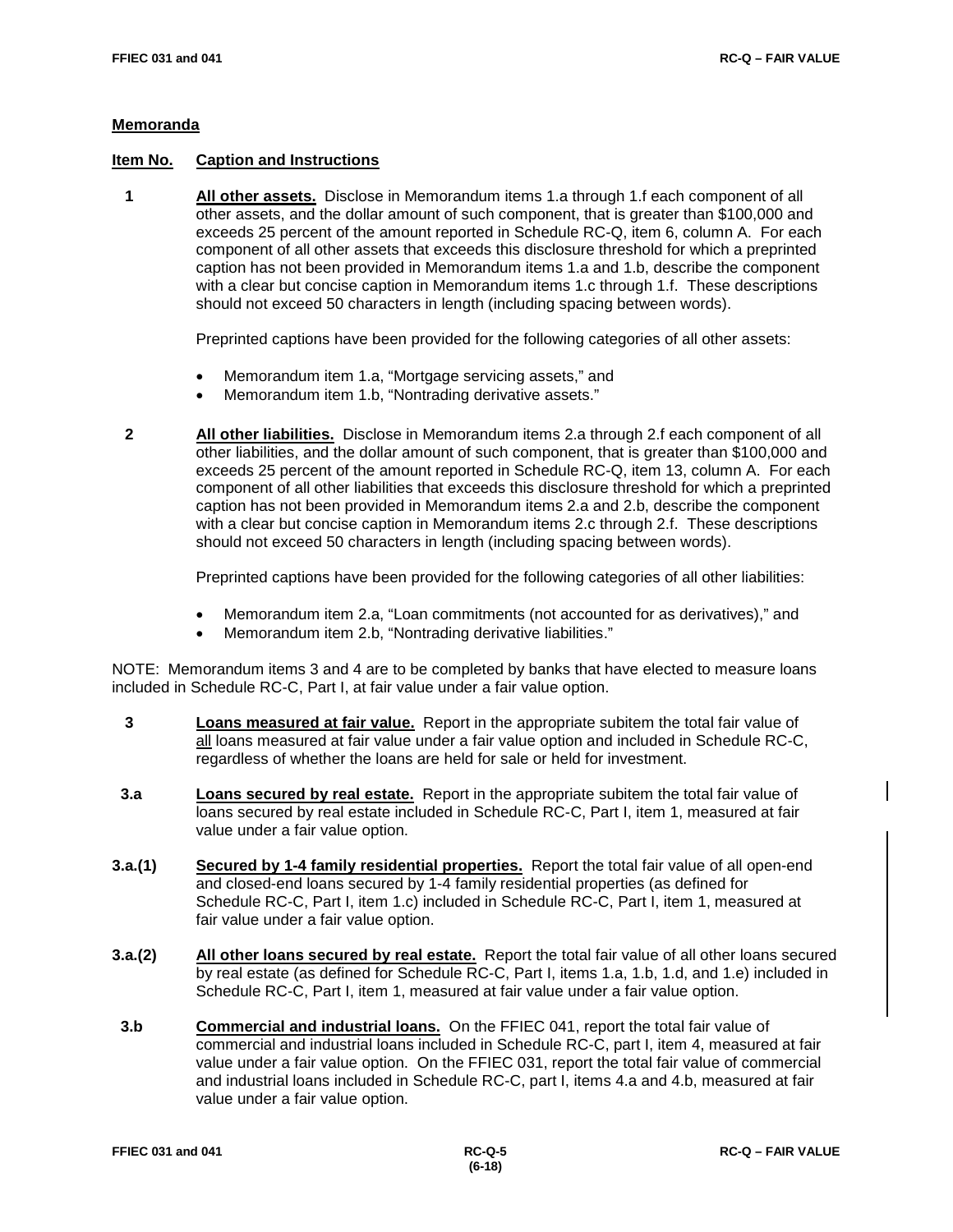## Memoranda

**Item No.** **Caption and Instructions**

**1** **All other assets.** Disclose in Memorandum items 1.a through 1.f each component of all other assets, and the dollar amount of such component, that is greater than $100,000 and exceeds 25 percent of the amount reported in Schedule RC-Q, item 6, column A. For each component of all other assets that exceeds this disclosure threshold for which a preprinted caption has not been provided in Memorandum items 1.a and 1.b, describe the component with a clear but concise caption in Memorandum items 1.c through 1.f. These descriptions should not exceed 50 characters in length (including spacing between words).

Preprinted captions have been provided for the following categories of all other assets:

- Memorandum item 1.a, "Mortgage servicing assets," and
- Memorandum item 1.b, "Nontrading derivative assets."

**2** **All other liabilities.** Disclose in Memorandum items 2.a through 2.f each component of all other liabilities, and the dollar amount of such component, that is greater than $100,000 and exceeds 25 percent of the amount reported in Schedule RC-Q, item 13, column A. For each component of all other liabilities that exceeds this disclosure threshold for which a preprinted caption has not been provided in Memorandum items 2.a and 2.b, describe the component with a clear but concise caption in Memorandum items 2.c through 2.f. These descriptions should not exceed 50 characters in length (including spacing between words).

Preprinted captions have been provided for the following categories of all other liabilities:

- Memorandum item 2.a, "Loan commitments (not accounted for as derivatives)," and
- Memorandum item 2.b, "Nontrading derivative liabilities."

NOTE: Memorandum items 3 and 4 are to be completed by banks that have elected to measure loans included in Schedule RC-C, Part I, at fair value under a fair value option.

**3** **Loans measured at fair value.** Report in the appropriate subitem the total fair value of all loans measured at fair value under a fair value option and included in Schedule RC-C, regardless of whether the loans are held for sale or held for investment.

**3.a** **Loans secured by real estate.** Report in the appropriate subitem the total fair value of loans secured by real estate included in Schedule RC-C, Part I, item 1, measured at fair value under a fair value option.

**3.a.(1)** **Secured by 1-4 family residential properties.** Report the total fair value of all open-end and closed-end loans secured by 1-4 family residential properties (as defined for Schedule RC-C, Part I, item 1.c) included in Schedule RC-C, Part I, item 1, measured at fair value under a fair value option.

**3.a.(2)** **All other loans secured by real estate.** Report the total fair value of all other loans secured by real estate (as defined for Schedule RC-C, Part I, items 1.a, 1.b, 1.d, and 1.e) included in Schedule RC-C, Part I, item 1, measured at fair value under a fair value option.

**3.b** **Commercial and industrial loans.** On the FFIEC 041, report the total fair value of commercial and industrial loans included in Schedule RC-C, part I, item 4, measured at fair value under a fair value option. On the FFIEC 031, report the total fair value of commercial and industrial loans included in Schedule RC-C, part I, items 4.a and 4.b, measured at fair value under a fair value option.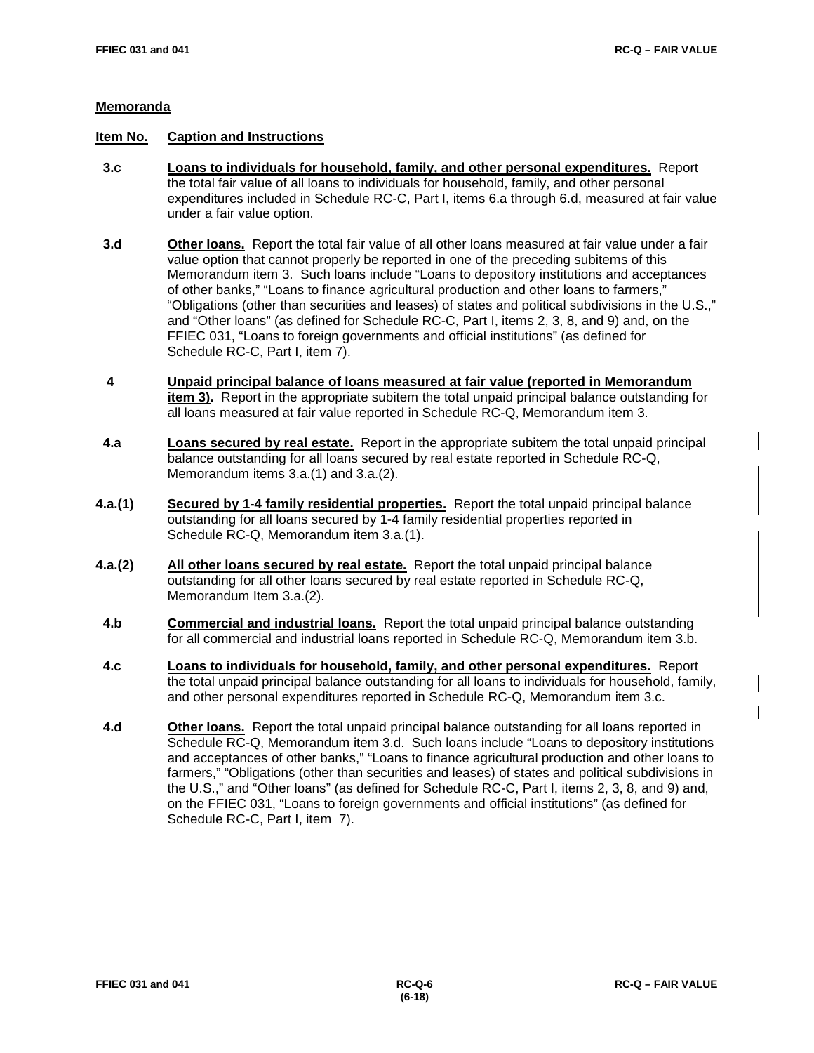**Memoranda**

**Item No. Caption and Instructions**

**3.c** **Loans to individuals for household, family, and other personal expenditures.** Report the total fair value of all loans to individuals for household, family, and other personal expenditures included in Schedule RC-C, Part I, items 6.a through 6.d, measured at fair value under a fair value option.

**3.d** **Other loans.** Report the total fair value of all other loans measured at fair value under a fair value option that cannot properly be reported in one of the preceding subitems of this Memorandum item 3. Such loans include "Loans to depository institutions and acceptances of other banks," "Loans to finance agricultural production and other loans to farmers," "Obligations (other than securities and leases) of states and political subdivisions in the U.S.," and "Other loans" (as defined for Schedule RC-C, Part I, items 2, 3, 8, and 9) and, on the FFIEC 031, "Loans to foreign governments and official institutions" (as defined for Schedule RC-C, Part I, item 7).

**4** **Unpaid principal balance of loans measured at fair value (reported in Memorandum item 3).** Report in the appropriate subitem the total unpaid principal balance outstanding for all loans measured at fair value reported in Schedule RC-Q, Memorandum item 3.

**4.a** **Loans secured by real estate.** Report in the appropriate subitem the total unpaid principal balance outstanding for all loans secured by real estate reported in Schedule RC-Q, Memorandum items 3.a.(1) and 3.a.(2).

**4.a.(1)** **Secured by 1-4 family residential properties.** Report the total unpaid principal balance outstanding for all loans secured by 1-4 family residential properties reported in Schedule RC-Q, Memorandum item 3.a.(1).

**4.a.(2)** **All other loans secured by real estate.** Report the total unpaid principal balance outstanding for all other loans secured by real estate reported in Schedule RC-Q, Memorandum Item 3.a.(2).

**4.b** **Commercial and industrial loans.** Report the total unpaid principal balance outstanding for all commercial and industrial loans reported in Schedule RC-Q, Memorandum item 3.b.

**4.c** **Loans to individuals for household, family, and other personal expenditures.** Report the total unpaid principal balance outstanding for all loans to individuals for household, family, and other personal expenditures reported in Schedule RC-Q, Memorandum item 3.c.

**4.d** **Other loans.** Report the total unpaid principal balance outstanding for all loans reported in Schedule RC-Q, Memorandum item 3.d. Such loans include "Loans to depository institutions and acceptances of other banks," "Loans to finance agricultural production and other loans to farmers," "Obligations (other than securities and leases) of states and political subdivisions in the U.S.," and "Other loans" (as defined for Schedule RC-C, Part I, items 2, 3, 8, and 9) and, on the FFIEC 031, "Loans to foreign governments and official institutions" (as defined for Schedule RC-C, Part I, item 7).